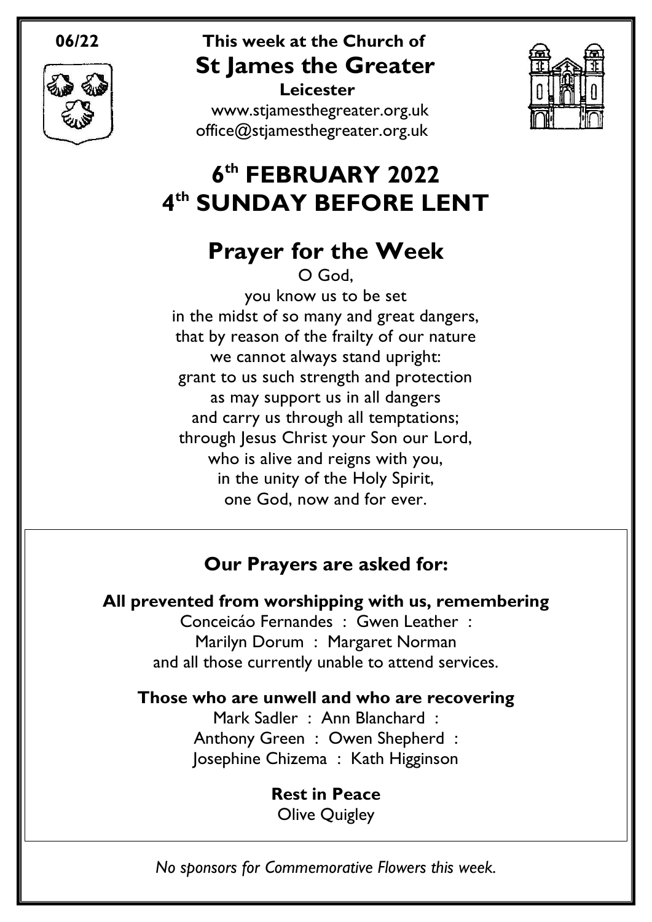06/22

**This week at the Church of**

# St James the Greater

**Leicester**

www.stjamesthegreater.org.uk
office@stjamesthegreater.org.uk

# 6th FEBRUARY 2022
# 4th SUNDAY BEFORE LENT

## Prayer for the Week

O God,
you know us to be set
in the midst of so many and great dangers,
that by reason of the frailty of our nature
we cannot always stand upright:
grant to us such strength and protection
as may support us in all dangers
and carry us through all temptations;
through Jesus Christ your Son our Lord,
who is alive and reigns with you,
in the unity of the Holy Spirit,
one God, now and for ever.

### Our Prayers are asked for:

**All prevented from worshipping with us, remembering**

Conceicáo Fernandes : Gwen Leather :
Marilyn Dorum : Margaret Norman
and all those currently unable to attend services.

**Those who are unwell and who are recovering**

Mark Sadler : Ann Blanchard :
Anthony Green : Owen Shepherd :
Josephine Chizema : Kath Higginson

**Rest in Peace**

Olive Quigley

*No sponsors for Commemorative Flowers this week.*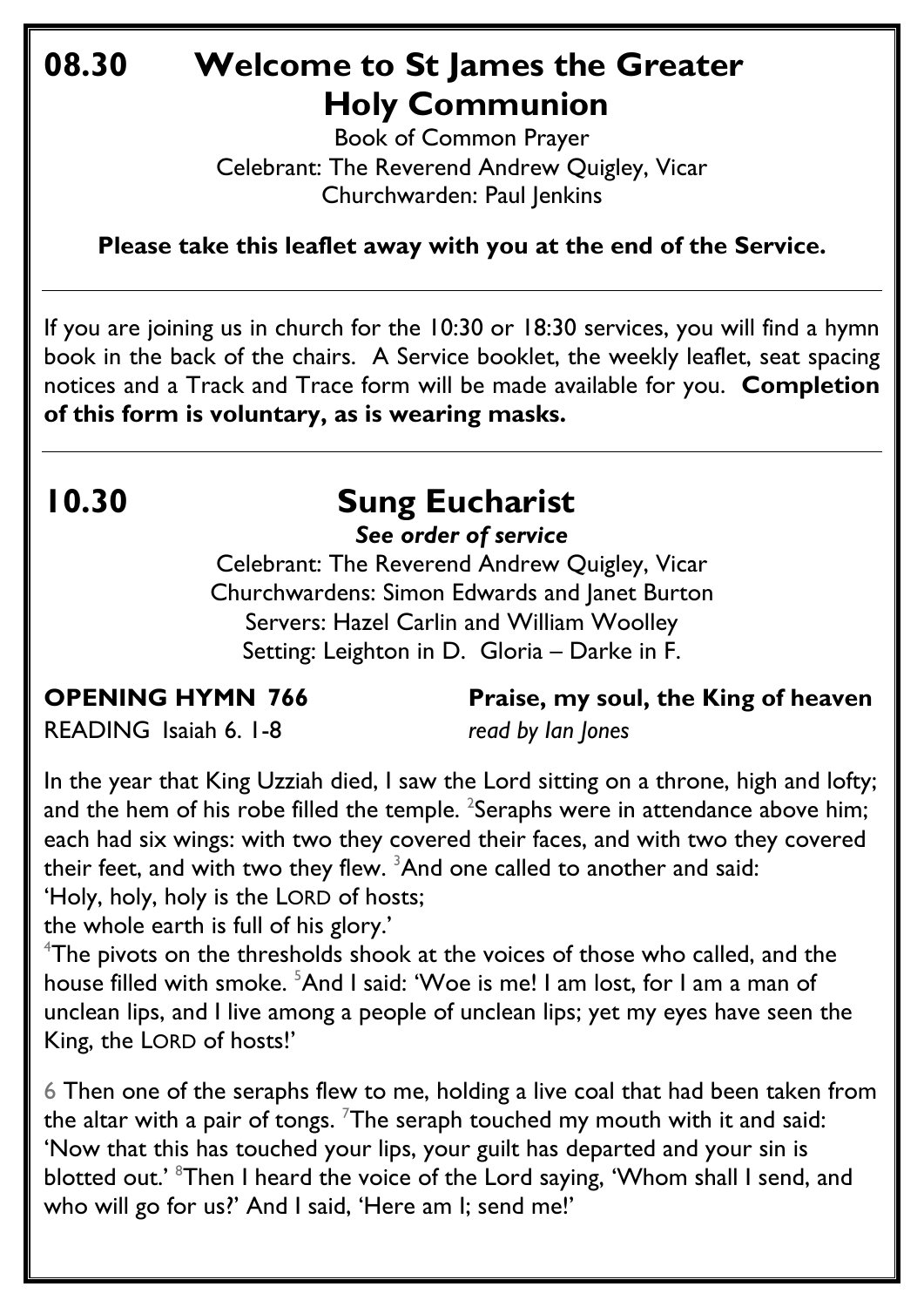# 08.30 Welcome to St James the Greater Holy Communion

Book of Common Prayer
Celebrant: The Reverend Andrew Quigley, Vicar
Churchwarden: Paul Jenkins

**Please take this leaflet away with you at the end of the Service.**

---

If you are joining us in church for the 10:30 or 18:30 services, you will find a hymn book in the back of the chairs. A Service booklet, the weekly leaflet, seat spacing notices and a Track and Trace form will be made available for you. **Completion of this form is voluntary, as is wearing masks.**

---

# 10.30 Sung Eucharist

***See order of service***

Celebrant: The Reverend Andrew Quigley, Vicar
Churchwardens: Simon Edwards and Janet Burton
Servers: Hazel Carlin and William Woolley
Setting: Leighton in D. Gloria – Darke in F.

**OPENING HYMN 766** **Praise, my soul, the King of heaven**

READING Isaiah 6. 1-8 *read by Ian Jones*

In the year that King Uzziah died, I saw the Lord sitting on a throne, high and lofty; and the hem of his robe filled the temple. [2]Seraphs were in attendance above him; each had six wings: with two they covered their faces, and with two they covered their feet, and with two they flew. [3]And one called to another and said:
'Holy, holy, holy is the LORD of hosts;
the whole earth is full of his glory.'
[4]The pivots on the thresholds shook at the voices of those who called, and the house filled with smoke. [5]And I said: 'Woe is me! I am lost, for I am a man of unclean lips, and I live among a people of unclean lips; yet my eyes have seen the King, the LORD of hosts!'

6 Then one of the seraphs flew to me, holding a live coal that had been taken from the altar with a pair of tongs. [7]The seraph touched my mouth with it and said: 'Now that this has touched your lips, your guilt has departed and your sin is blotted out.' [8]Then I heard the voice of the Lord saying, 'Whom shall I send, and who will go for us?' And I said, 'Here am I; send me!'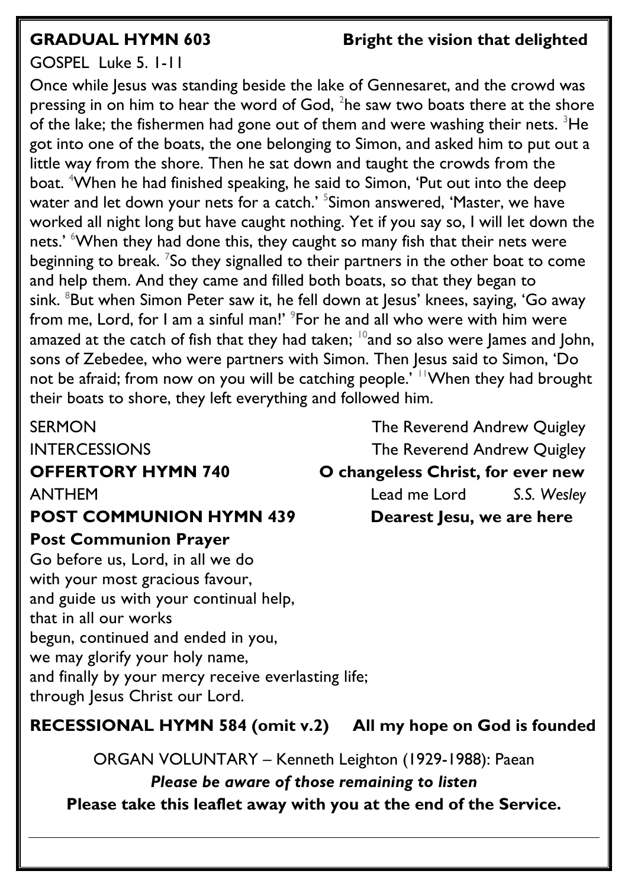**GRADUAL HYMN 603** **Bright the vision that delighted**

GOSPEL Luke 5. 1-11

Once while Jesus was standing beside the lake of Gennesaret, and the crowd was pressing in on him to hear the word of God, [2]he saw two boats there at the shore of the lake; the fishermen had gone out of them and were washing their nets. [3]He got into one of the boats, the one belonging to Simon, and asked him to put out a little way from the shore. Then he sat down and taught the crowds from the boat. [4]When he had finished speaking, he said to Simon, 'Put out into the deep water and let down your nets for a catch.' [5]Simon answered, 'Master, we have worked all night long but have caught nothing. Yet if you say so, I will let down the nets.' [6]When they had done this, they caught so many fish that their nets were beginning to break. [7]So they signalled to their partners in the other boat to come and help them. And they came and filled both boats, so that they began to sink. [8]But when Simon Peter saw it, he fell down at Jesus' knees, saying, 'Go away from me, Lord, for I am a sinful man!' [9]For he and all who were with him were amazed at the catch of fish that they had taken; [10]and so also were James and John, sons of Zebedee, who were partners with Simon. Then Jesus said to Simon, 'Do not be afraid; from now on you will be catching people.' [11]When they had brought their boats to shore, they left everything and followed him.

SERMON The Reverend Andrew Quigley

INTERCESSIONS The Reverend Andrew Quigley

**OFFERTORY HYMN 740** **O changeless Christ, for ever new**

ANTHEM Lead me Lord *S.S. Wesley*

**POST COMMUNION HYMN 439** **Dearest Jesu, we are here**

**Post Communion Prayer**

Go before us, Lord, in all we do
with your most gracious favour,
and guide us with your continual help,
that in all our works
begun, continued and ended in you,
we may glorify your holy name,
and finally by your mercy receive everlasting life;
through Jesus Christ our Lord.

**RECESSIONAL HYMN 584 (omit v.2)** **All my hope on God is founded**

ORGAN VOLUNTARY – Kenneth Leighton (1929-1988): Paean

***Please be aware of those remaining to listen***

**Please take this leaflet away with you at the end of the Service.**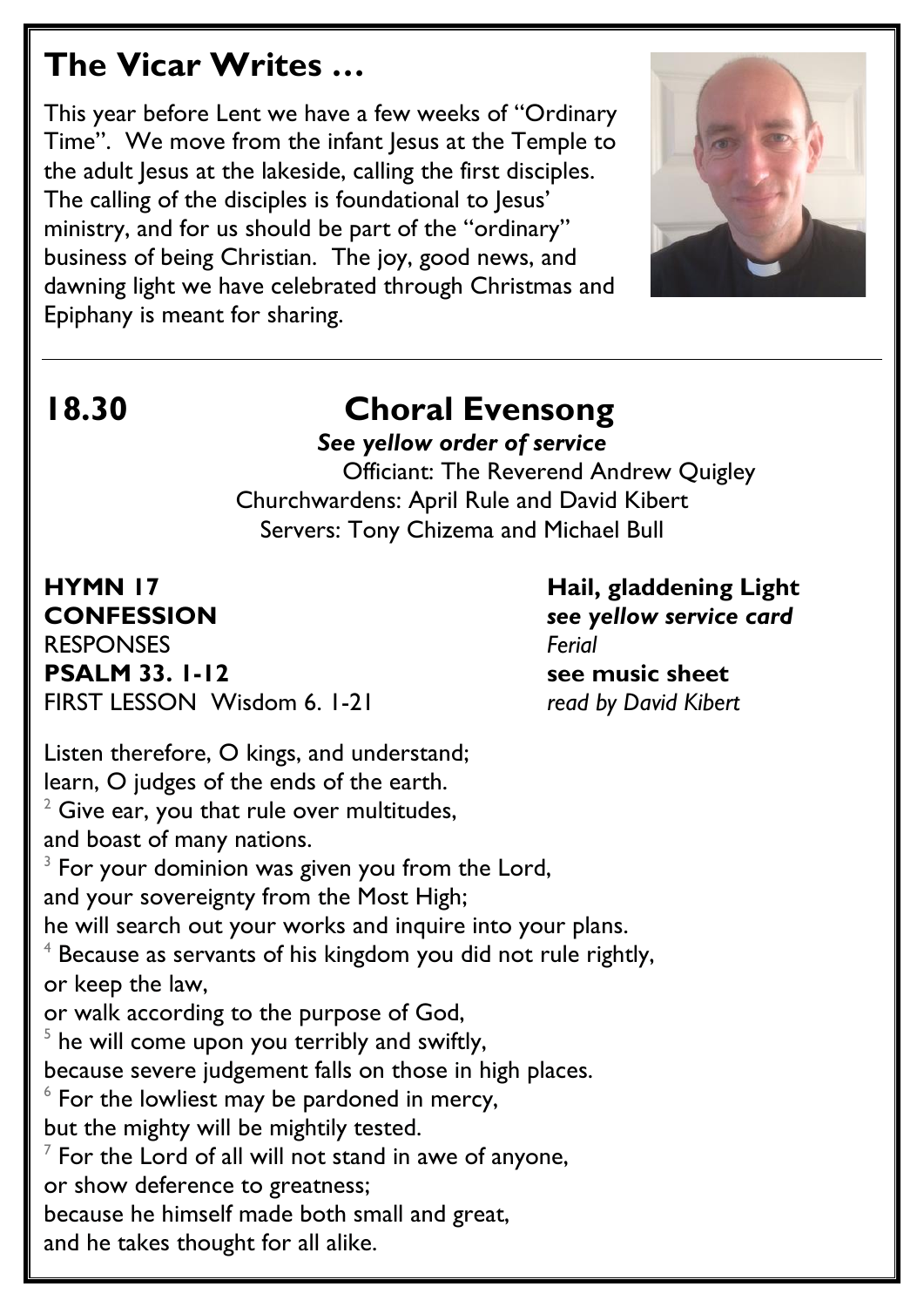## The Vicar Writes …

This year before Lent we have a few weeks of "Ordinary Time". We move from the infant Jesus at the Temple to the adult Jesus at the lakeside, calling the first disciples. The calling of the disciples is foundational to Jesus' ministry, and for us should be part of the "ordinary" business of being Christian. The joy, good news, and dawning light we have celebrated through Christmas and Epiphany is meant for sharing.

---

## 18.30 Choral Evensong

***See yellow order of service***

Officiant: The Reverend Andrew Quigley
Churchwardens: April Rule and David Kibert
Servers: Tony Chizema and Michael Bull

**HYMN 17** — **Hail, gladdening Light**
**CONFESSION** — ***see yellow service card***
RESPONSES — *Ferial*
**PSALM 33. 1-12** — **see music sheet**
FIRST LESSON Wisdom 6. 1-21 — *read by David Kibert*

Listen therefore, O kings, and understand;
learn, O judges of the ends of the earth.
[2] Give ear, you that rule over multitudes,
and boast of many nations.
[3] For your dominion was given you from the Lord,
and your sovereignty from the Most High;
he will search out your works and inquire into your plans.
[4] Because as servants of his kingdom you did not rule rightly,
or keep the law,
or walk according to the purpose of God,
[5] he will come upon you terribly and swiftly,
because severe judgement falls on those in high places.
[6] For the lowliest may be pardoned in mercy,
but the mighty will be mightily tested.
[7] For the Lord of all will not stand in awe of anyone,
or show deference to greatness;
because he himself made both small and great,
and he takes thought for all alike.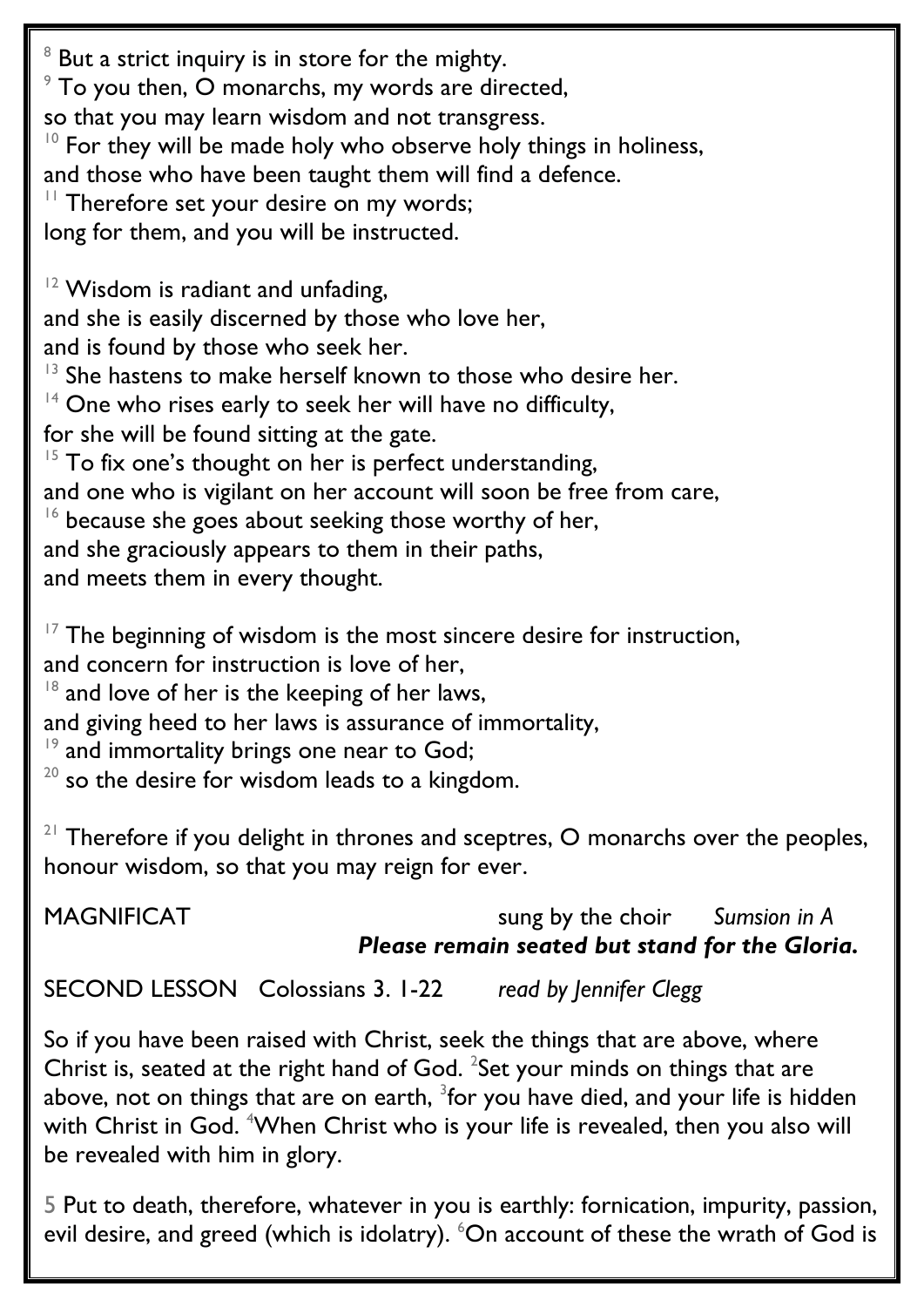[8] But a strict inquiry is in store for the mighty.
[9] To you then, O monarchs, my words are directed,
so that you may learn wisdom and not transgress.
[10] For they will be made holy who observe holy things in holiness,
and those who have been taught them will find a defence.
[11] Therefore set your desire on my words;
long for them, and you will be instructed.

[12] Wisdom is radiant and unfading,
and she is easily discerned by those who love her,
and is found by those who seek her.
[13] She hastens to make herself known to those who desire her.
[14] One who rises early to seek her will have no difficulty,
for she will be found sitting at the gate.
[15] To fix one's thought on her is perfect understanding,
and one who is vigilant on her account will soon be free from care,
[16] because she goes about seeking those worthy of her,
and she graciously appears to them in their paths,
and meets them in every thought.

[17] The beginning of wisdom is the most sincere desire for instruction,
and concern for instruction is love of her,
[18] and love of her is the keeping of her laws,
and giving heed to her laws is assurance of immortality,
[19] and immortality brings one near to God;
[20] so the desire for wisdom leads to a kingdom.

[21] Therefore if you delight in thrones and sceptres, O monarchs over the peoples, honour wisdom, so that you may reign for ever.

MAGNIFICAT sung by the choir *Sumsion in A*
***Please remain seated but stand for the Gloria.***

SECOND LESSON Colossians 3. 1-22 *read by Jennifer Clegg*

So if you have been raised with Christ, seek the things that are above, where Christ is, seated at the right hand of God. [2]Set your minds on things that are above, not on things that are on earth, [3]for you have died, and your life is hidden with Christ in God. [4]When Christ who is your life is revealed, then you also will be revealed with him in glory.

5 Put to death, therefore, whatever in you is earthly: fornication, impurity, passion, evil desire, and greed (which is idolatry). [6]On account of these the wrath of God is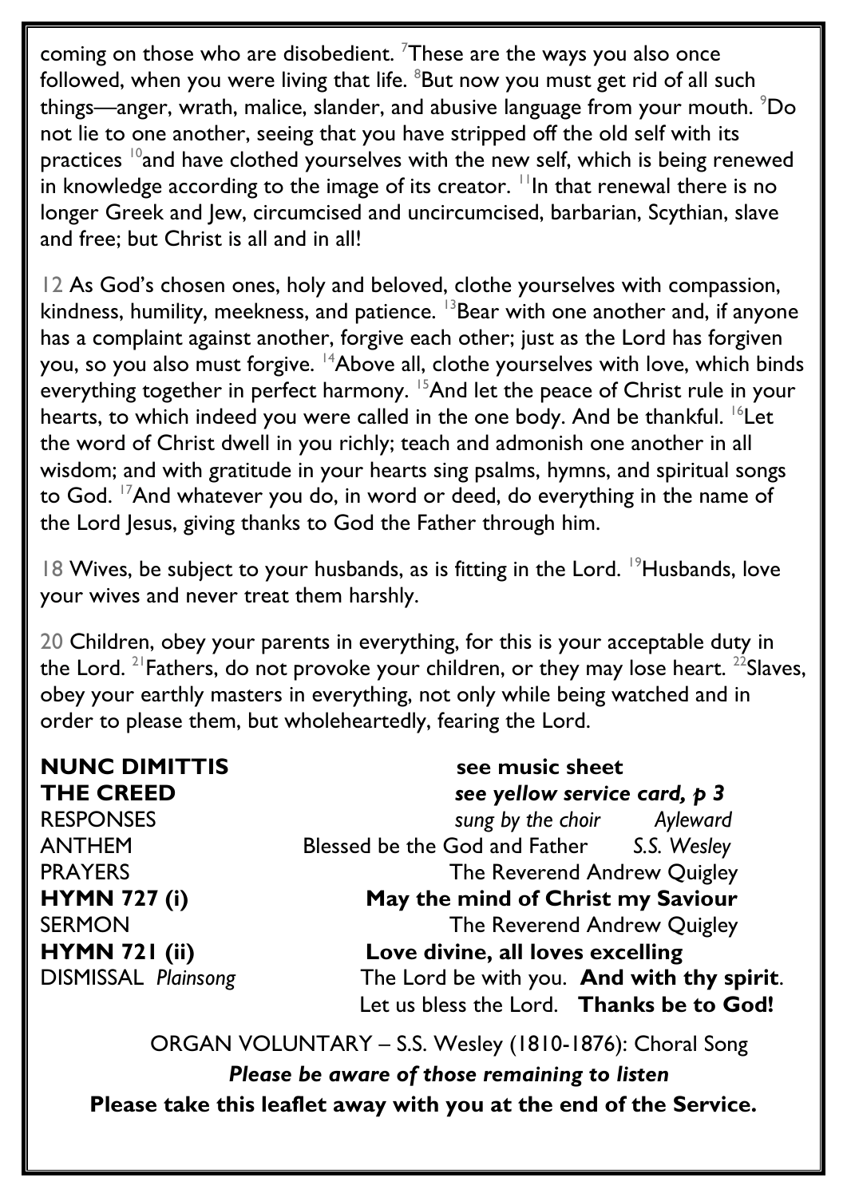coming on those who are disobedient. [7]These are the ways you also once followed, when you were living that life. [8]But now you must get rid of all such things—anger, wrath, malice, slander, and abusive language from your mouth. [9]Do not lie to one another, seeing that you have stripped off the old self with its practices [10]and have clothed yourselves with the new self, which is being renewed in knowledge according to the image of its creator. [11]In that renewal there is no longer Greek and Jew, circumcised and uncircumcised, barbarian, Scythian, slave and free; but Christ is all and in all!

12 As God's chosen ones, holy and beloved, clothe yourselves with compassion, kindness, humility, meekness, and patience. [13]Bear with one another and, if anyone has a complaint against another, forgive each other; just as the Lord has forgiven you, so you also must forgive. [14]Above all, clothe yourselves with love, which binds everything together in perfect harmony. [15]And let the peace of Christ rule in your hearts, to which indeed you were called in the one body. And be thankful. [16]Let the word of Christ dwell in you richly; teach and admonish one another in all wisdom; and with gratitude in your hearts sing psalms, hymns, and spiritual songs to God. [17]And whatever you do, in word or deed, do everything in the name of the Lord Jesus, giving thanks to God the Father through him.

18 Wives, be subject to your husbands, as is fitting in the Lord. [19]Husbands, love your wives and never treat them harshly.

20 Children, obey your parents in everything, for this is your acceptable duty in the Lord. [21]Fathers, do not provoke your children, or they may lose heart. [22]Slaves, obey your earthly masters in everything, not only while being watched and in order to please them, but wholeheartedly, fearing the Lord.

**NUNC DIMITTIS** — **see music sheet**

**THE CREED** — ***see yellow service card, p 3***

RESPONSES — *sung by the choir* — *Ayleward*

ANTHEM — Blessed be the God and Father — *S.S. Wesley*

PRAYERS — The Reverend Andrew Quigley

**HYMN 727 (i)** — **May the mind of Christ my Saviour**

SERMON — The Reverend Andrew Quigley

**HYMN 721 (ii)** — **Love divine, all loves excelling**

DISMISSAL *Plainsong* — The Lord be with you. **And with thy spirit**.
Let us bless the Lord. **Thanks be to God!**

ORGAN VOLUNTARY – S.S. Wesley (1810-1876): Choral Song

***Please be aware of those remaining to listen***

**Please take this leaflet away with you at the end of the Service.**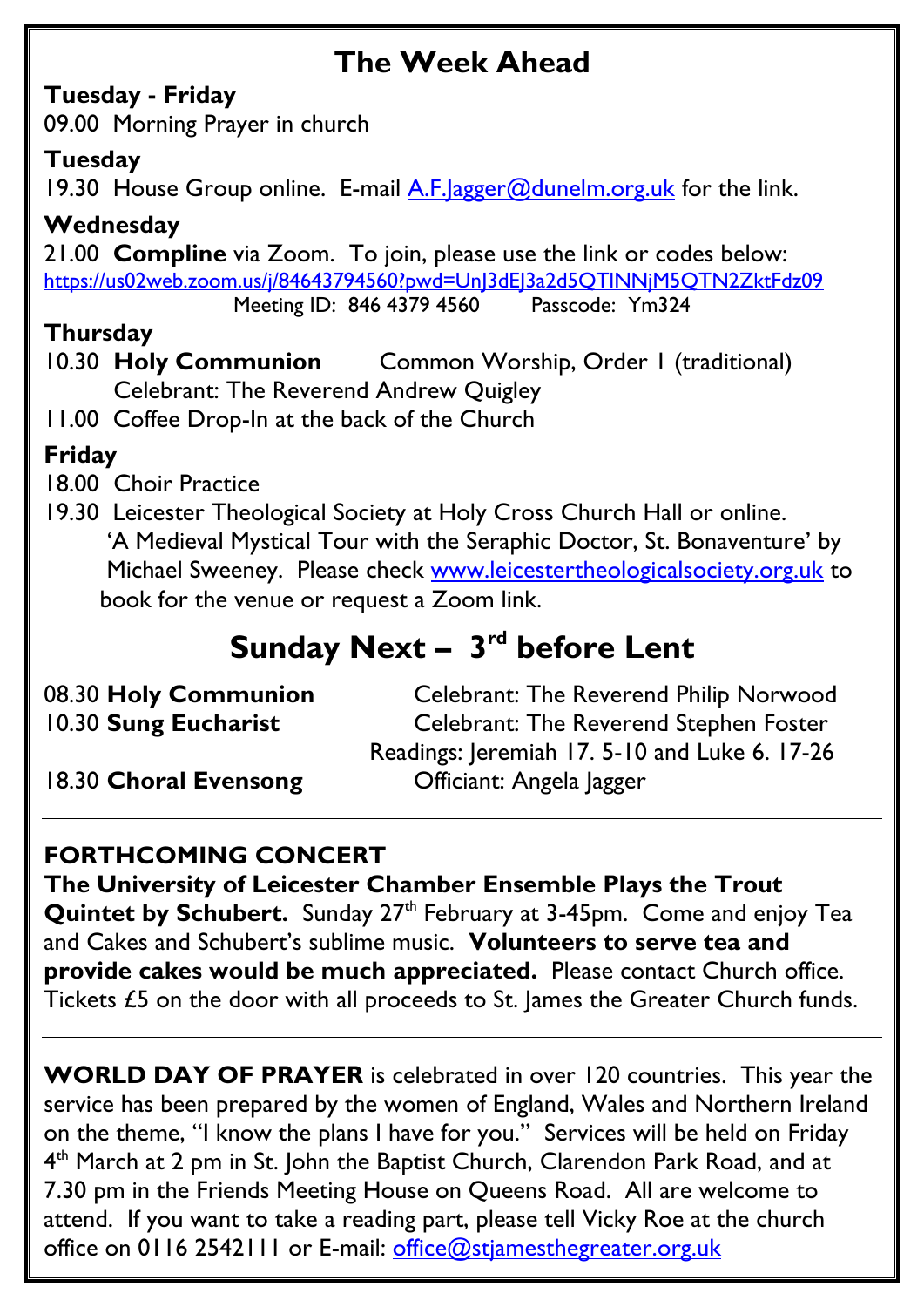# The Week Ahead

**Tuesday - Friday**

09.00 Morning Prayer in church

**Tuesday**

19.30 House Group online. E-mail A.F.Jagger@dunelm.org.uk for the link.

**Wednesday**

21.00 **Compline** via Zoom. To join, please use the link or codes below:
https://us02web.zoom.us/j/84643794560?pwd=UnJ3dEJ3a2d5QTlNNjM5QTN2ZktFdz09
Meeting ID: 846 4379 4560 Passcode: Ym324

**Thursday**

10.30 **Holy Communion** Common Worship, Order 1 (traditional)
Celebrant: The Reverend Andrew Quigley

11.00 Coffee Drop-In at the back of the Church

**Friday**

18.00 Choir Practice

19.30 Leicester Theological Society at Holy Cross Church Hall or online. 'A Medieval Mystical Tour with the Seraphic Doctor, St. Bonaventure' by Michael Sweeney. Please check www.leicestertheologicalsociety.org.uk to book for the venue or request a Zoom link.

# Sunday Next – 3rd before Lent

08.30 **Holy Communion** Celebrant: The Reverend Philip Norwood

10.30 **Sung Eucharist** Celebrant: The Reverend Stephen Foster
Readings: Jeremiah 17. 5-10 and Luke 6. 17-26

18.30 **Choral Evensong** Officiant: Angela Jagger

---

**FORTHCOMING CONCERT**

**The University of Leicester Chamber Ensemble Plays the Trout Quintet by Schubert.** Sunday 27th February at 3-45pm. Come and enjoy Tea and Cakes and Schubert's sublime music. **Volunteers to serve tea and provide cakes would be much appreciated.** Please contact Church office. Tickets £5 on the door with all proceeds to St. James the Greater Church funds.

---

**WORLD DAY OF PRAYER** is celebrated in over 120 countries. This year the service has been prepared by the women of England, Wales and Northern Ireland on the theme, "I know the plans I have for you." Services will be held on Friday 4th March at 2 pm in St. John the Baptist Church, Clarendon Park Road, and at 7.30 pm in the Friends Meeting House on Queens Road. All are welcome to attend. If you want to take a reading part, please tell Vicky Roe at the church office on 0116 2542111 or E-mail: office@stjamesthegreater.org.uk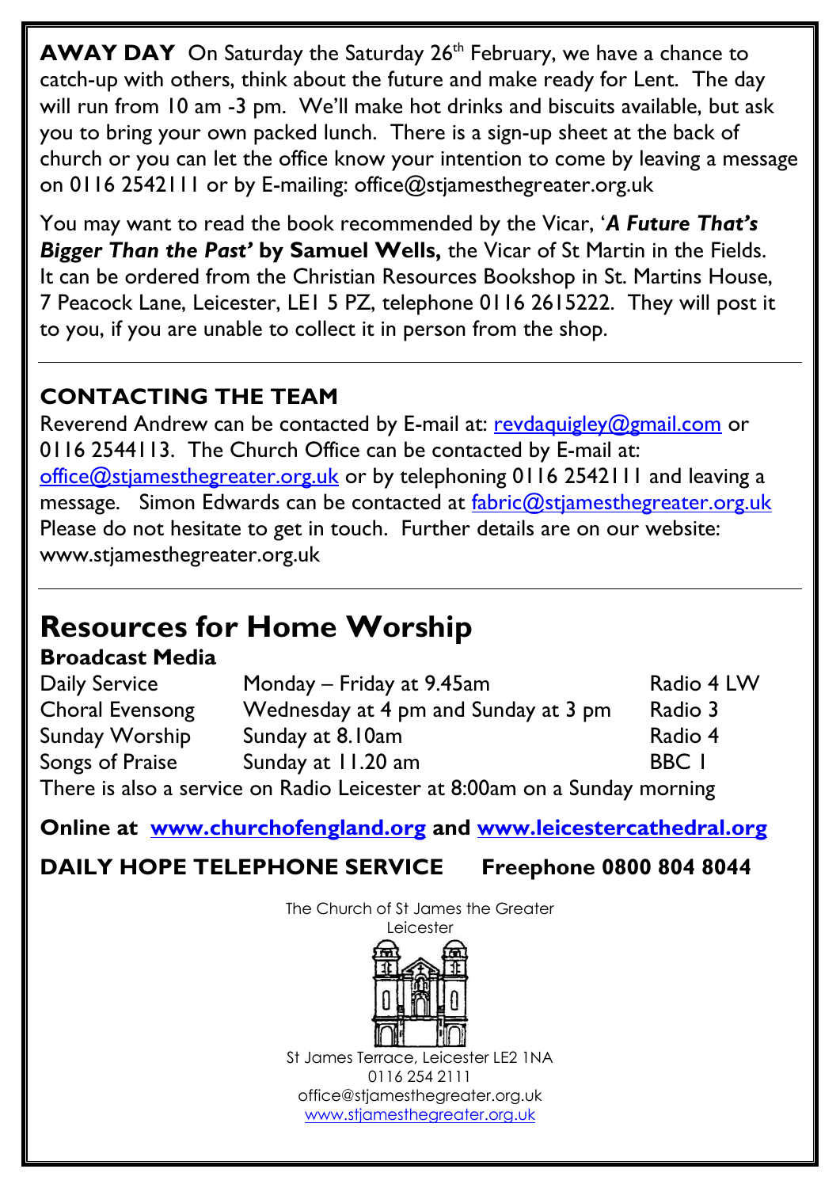**AWAY DAY** On Saturday the Saturday 26th February, we have a chance to catch-up with others, think about the future and make ready for Lent. The day will run from 10 am -3 pm. We'll make hot drinks and biscuits available, but ask you to bring your own packed lunch. There is a sign-up sheet at the back of church or you can let the office know your intention to come by leaving a message on 0116 2542111 or by E-mailing: office@stjamesthegreater.org.uk

You may want to read the book recommended by the Vicar, '***A Future That's Bigger Than the Past'*** **by Samuel Wells,** the Vicar of St Martin in the Fields. It can be ordered from the Christian Resources Bookshop in St. Martins House, 7 Peacock Lane, Leicester, LE1 5 PZ, telephone 0116 2615222. They will post it to you, if you are unable to collect it in person from the shop.

---

## CONTACTING THE TEAM

Reverend Andrew can be contacted by E-mail at: revdaquigley@gmail.com or 0116 2544113. The Church Office can be contacted by E-mail at: office@stjamesthegreater.org.uk or by telephoning 0116 2542111 and leaving a message. Simon Edwards can be contacted at fabric@stjamesthegreater.org.uk Please do not hesitate to get in touch. Further details are on our website: www.stjamesthegreater.org.uk

---

# Resources for Home Worship

**Broadcast Media**

| | | |
|---|---|---|
| Daily Service | Monday – Friday at 9.45am | Radio 4 LW |
| Choral Evensong | Wednesday at 4 pm and Sunday at 3 pm | Radio 3 |
| Sunday Worship | Sunday at 8.10am | Radio 4 |
| Songs of Praise | Sunday at 11.20 am | BBC 1 |

There is also a service on Radio Leicester at 8:00am on a Sunday morning

**Online at www.churchofengland.org and www.leicestercathedral.org**

**DAILY HOPE TELEPHONE SERVICE Freephone 0800 804 8044**

The Church of St James the Greater
Leicester

St James Terrace, Leicester LE2 1NA
0116 254 2111
office@stjamesthegreater.org.uk
www.stjamesthegreater.org.uk